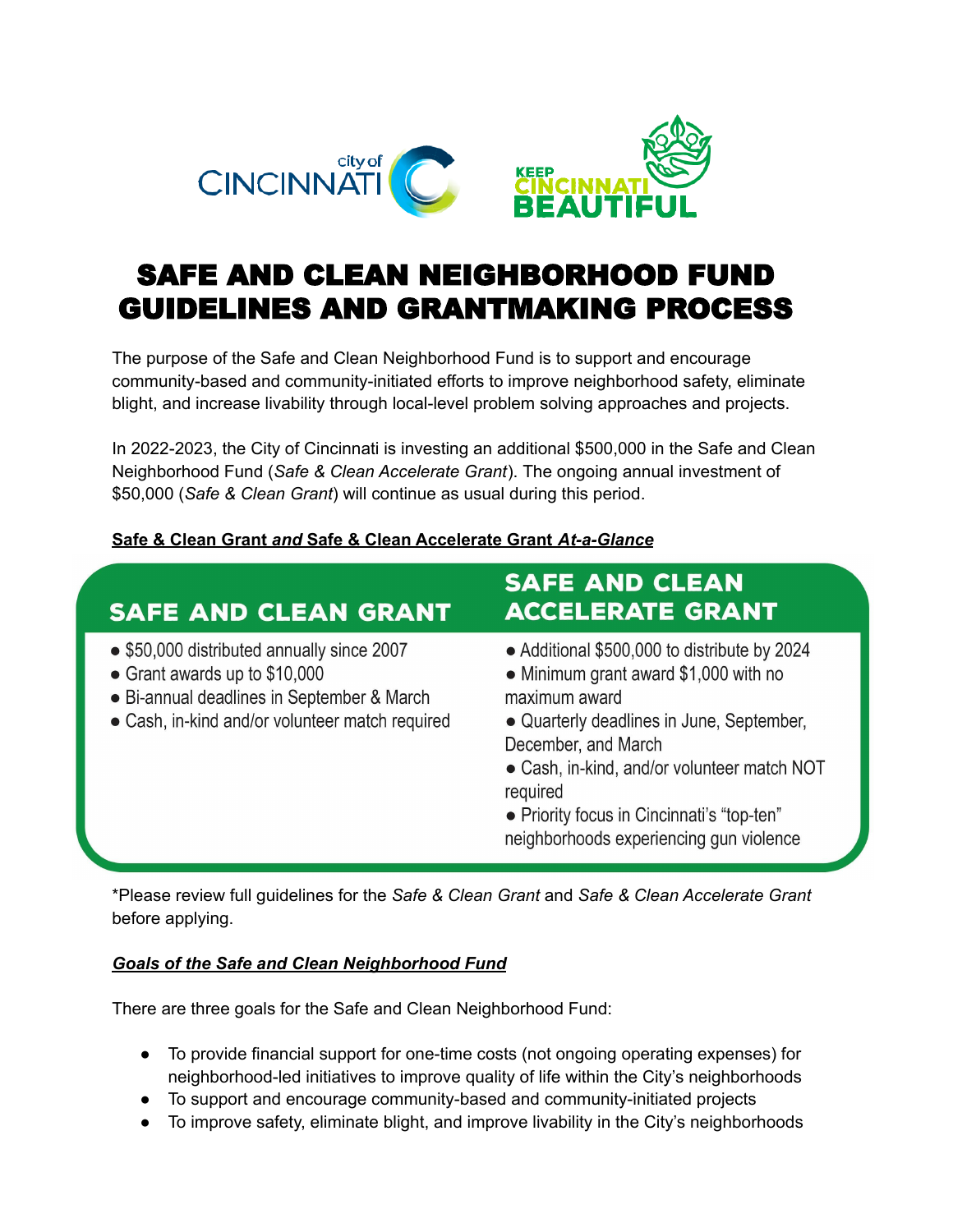# SAFE AND CLEAN NEIGHBORHOOD FUND GUIDELINES AND GRANTMAKING PROCESS

The purpose of the Safe and Clean Neighborhood Fund is to support and encourage community-based and community-initiated efforts to improve neighborhood safety, eliminate blight, and increase livability through local-level problem solving approaches and projects.

In 2022-2023, the City of Cincinnati is investing an additional $500,000 in the Safe and Clean Neighborhood Fund (*Safe & Clean Accelerate Grant*). The ongoing annual investment of $50,000 (*Safe & Clean Grant*) will continue as usual during this period.

**Safe & Clean Grant *and* Safe & Clean Accelerate Grant *At-a-Glance***

| SAFE AND CLEAN GRANT | SAFE AND CLEAN ACCELERATE GRANT |
|---|---|
| • $50,000 distributed annually since 2007<br>• Grant awards up to $10,000<br>• Bi-annual deadlines in September & March<br>• Cash, in-kind and/or volunteer match required | • Additional $500,000 to distribute by 2024<br>• Minimum grant award $1,000 with no maximum award<br>• Quarterly deadlines in June, September, December, and March<br>• Cash, in-kind, and/or volunteer match NOT required<br>• Priority focus in Cincinnati's "top-ten" neighborhoods experiencing gun violence |

*Please review full guidelines for the *Safe & Clean Grant* and *Safe & Clean Accelerate Grant* before applying.

***Goals of the Safe and Clean Neighborhood Fund***

There are three goals for the Safe and Clean Neighborhood Fund:

- To provide financial support for one-time costs (not ongoing operating expenses) for neighborhood-led initiatives to improve quality of life within the City's neighborhoods
- To support and encourage community-based and community-initiated projects
- To improve safety, eliminate blight, and improve livability in the City's neighborhoods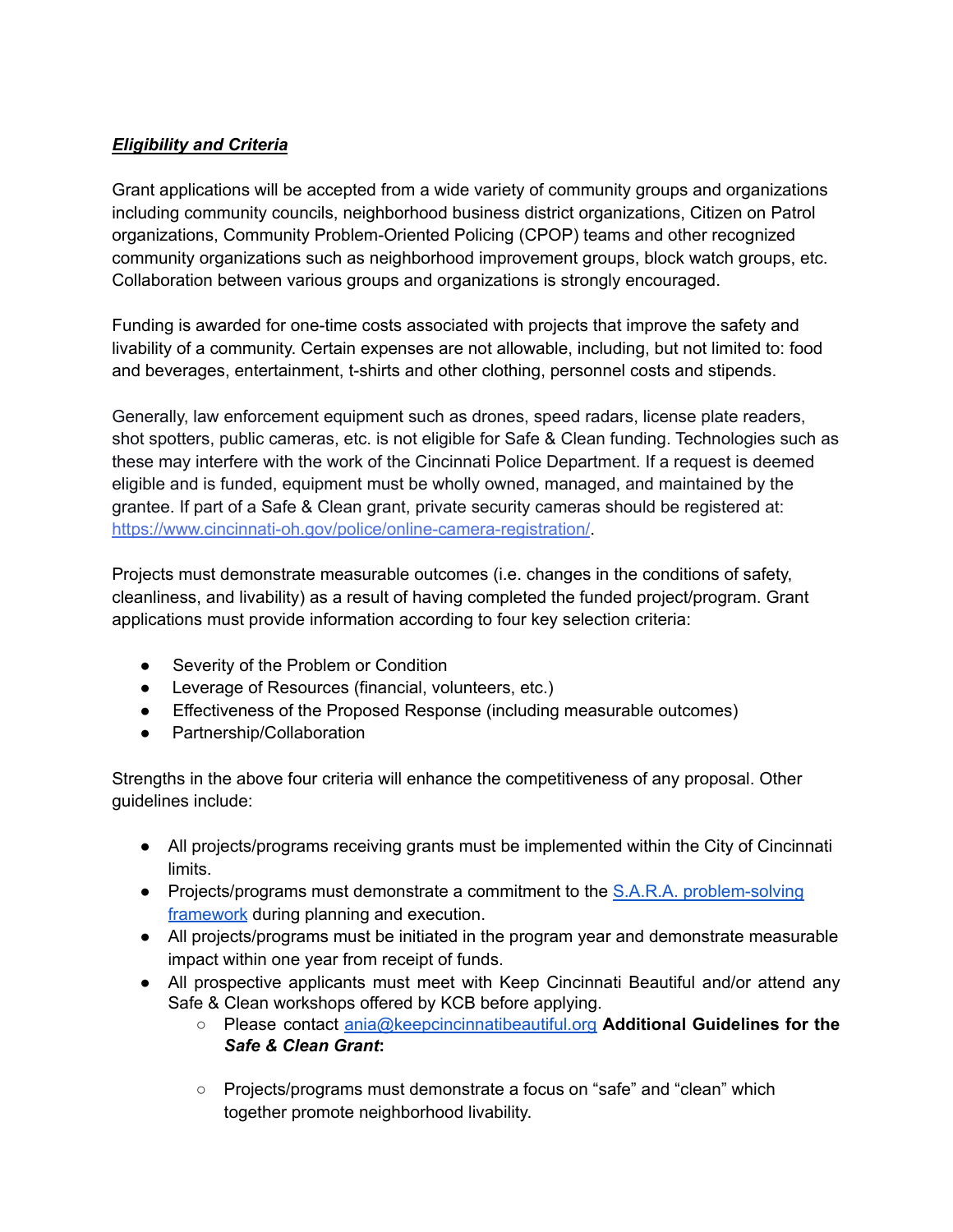***Eligibility and Criteria***

Grant applications will be accepted from a wide variety of community groups and organizations including community councils, neighborhood business district organizations, Citizen on Patrol organizations, Community Problem-Oriented Policing (CPOP) teams and other recognized community organizations such as neighborhood improvement groups, block watch groups, etc. Collaboration between various groups and organizations is strongly encouraged.

Funding is awarded for one-time costs associated with projects that improve the safety and livability of a community. Certain expenses are not allowable, including, but not limited to: food and beverages, entertainment, t-shirts and other clothing, personnel costs and stipends.

Generally, law enforcement equipment such as drones, speed radars, license plate readers, shot spotters, public cameras, etc. is not eligible for Safe & Clean funding. Technologies such as these may interfere with the work of the Cincinnati Police Department. If a request is deemed eligible and is funded, equipment must be wholly owned, managed, and maintained by the grantee. If part of a Safe & Clean grant, private security cameras should be registered at: [https://www.cincinnati-oh.gov/police/online-camera-registration/](https://www.cincinnati-oh.gov/police/online-camera-registration/).

Projects must demonstrate measurable outcomes (i.e. changes in the conditions of safety, cleanliness, and livability) as a result of having completed the funded project/program. Grant applications must provide information according to four key selection criteria:

- Severity of the Problem or Condition
- Leverage of Resources (financial, volunteers, etc.)
- Effectiveness of the Proposed Response (including measurable outcomes)
- Partnership/Collaboration

Strengths in the above four criteria will enhance the competitiveness of any proposal. Other guidelines include:

- All projects/programs receiving grants must be implemented within the City of Cincinnati limits.
- Projects/programs must demonstrate a commitment to the S.A.R.A. problem-solving framework during planning and execution.
- All projects/programs must be initiated in the program year and demonstrate measurable impact within one year from receipt of funds.
- All prospective applicants must meet with Keep Cincinnati Beautiful and/or attend any Safe & Clean workshops offered by KCB before applying.
  - Please contact ania@keepcincinnatibeautiful.org **Additional Guidelines for the *Safe & Clean Grant*:**
  - Projects/programs must demonstrate a focus on "safe" and "clean" which together promote neighborhood livability.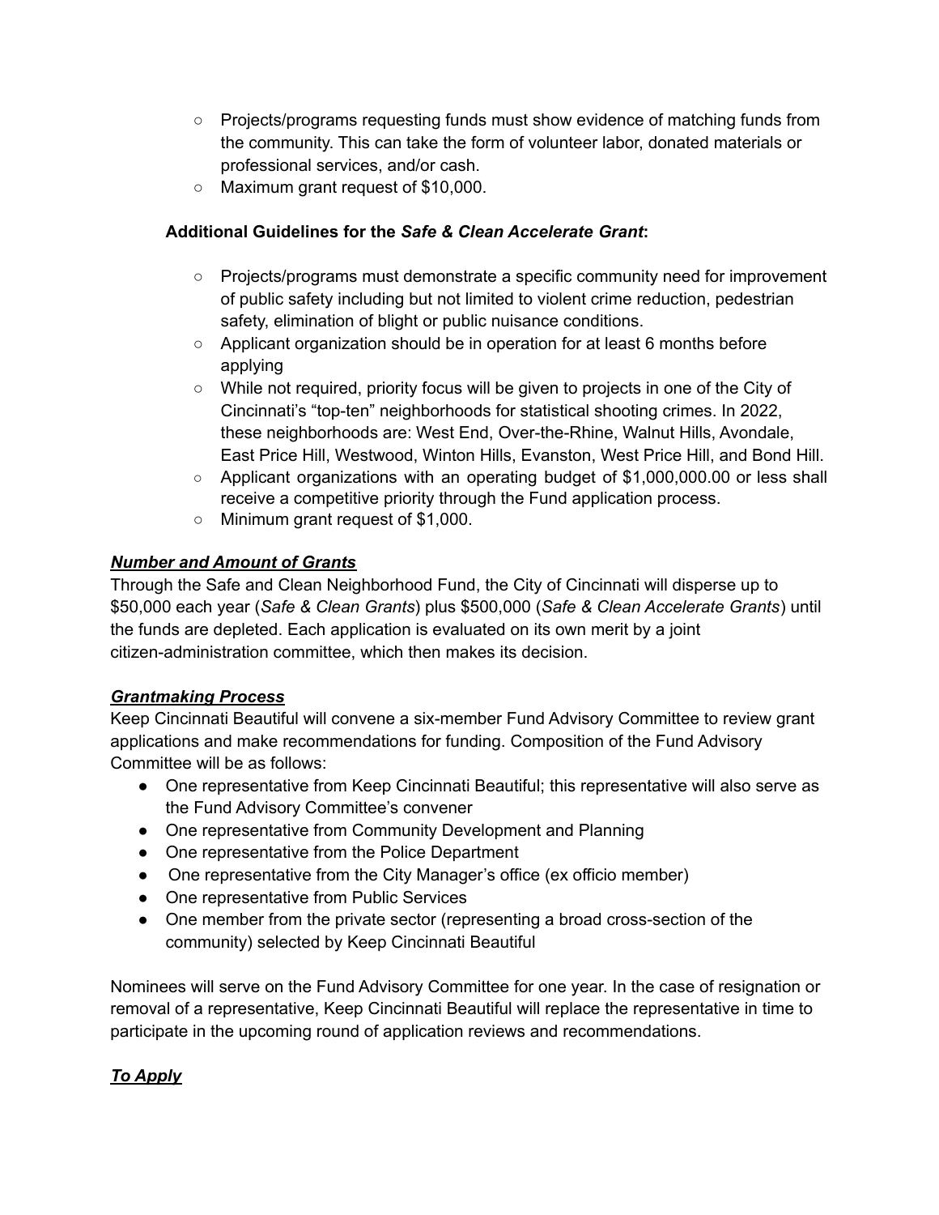- Projects/programs requesting funds must show evidence of matching funds from the community. This can take the form of volunteer labor, donated materials or professional services, and/or cash.
- Maximum grant request of $10,000.

**Additional Guidelines for the *Safe & Clean Accelerate Grant*:**

- Projects/programs must demonstrate a specific community need for improvement of public safety including but not limited to violent crime reduction, pedestrian safety, elimination of blight or public nuisance conditions.
- Applicant organization should be in operation for at least 6 months before applying
- While not required, priority focus will be given to projects in one of the City of Cincinnati's "top-ten" neighborhoods for statistical shooting crimes. In 2022, these neighborhoods are: West End, Over-the-Rhine, Walnut Hills, Avondale, East Price Hill, Westwood, Winton Hills, Evanston, West Price Hill, and Bond Hill.
- Applicant organizations with an operating budget of $1,000,000.00 or less shall receive a competitive priority through the Fund application process.
- Minimum grant request of $1,000.

***Number and Amount of Grants***

Through the Safe and Clean Neighborhood Fund, the City of Cincinnati will disperse up to $50,000 each year (*Safe & Clean Grants*) plus $500,000 (*Safe & Clean Accelerate Grants*) until the funds are depleted. Each application is evaluated on its own merit by a joint citizen-administration committee, which then makes its decision.

***Grantmaking Process***

Keep Cincinnati Beautiful will convene a six-member Fund Advisory Committee to review grant applications and make recommendations for funding. Composition of the Fund Advisory Committee will be as follows:

- One representative from Keep Cincinnati Beautiful; this representative will also serve as the Fund Advisory Committee's convener
- One representative from Community Development and Planning
- One representative from the Police Department
- One representative from the City Manager's office (ex officio member)
- One representative from Public Services
- One member from the private sector (representing a broad cross-section of the community) selected by Keep Cincinnati Beautiful

Nominees will serve on the Fund Advisory Committee for one year. In the case of resignation or removal of a representative, Keep Cincinnati Beautiful will replace the representative in time to participate in the upcoming round of application reviews and recommendations.

***To Apply***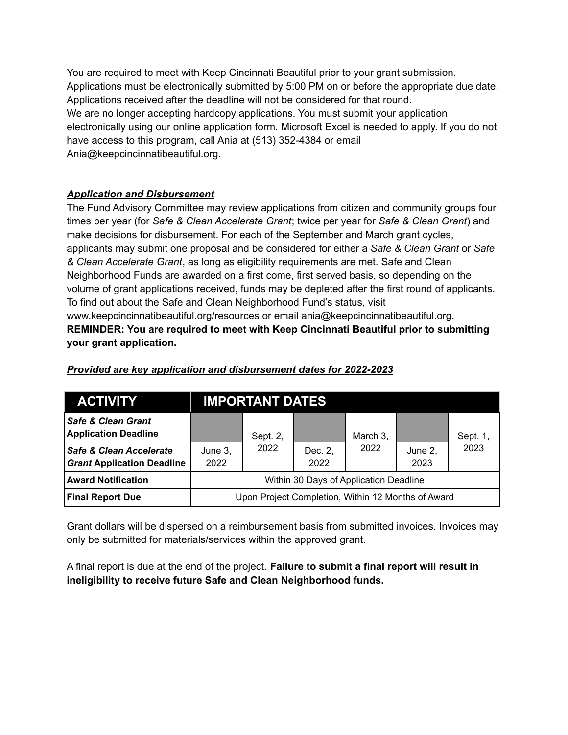You are required to meet with Keep Cincinnati Beautiful prior to your grant submission. Applications must be electronically submitted by 5:00 PM on or before the appropriate due date. Applications received after the deadline will not be considered for that round.
We are no longer accepting hardcopy applications. You must submit your application electronically using our online application form. Microsoft Excel is needed to apply. If you do not have access to this program, call Ania at (513) 352-4384 or email Ania@keepcincinnatibeautiful.org.

***Application and Disbursement***

The Fund Advisory Committee may review applications from citizen and community groups four times per year (for *Safe & Clean Accelerate Grant*; twice per year for *Safe & Clean Grant*) and make decisions for disbursement. For each of the September and March grant cycles, applicants may submit one proposal and be considered for either a *Safe & Clean Grant* or *Safe & Clean Accelerate Grant*, as long as eligibility requirements are met. Safe and Clean Neighborhood Funds are awarded on a first come, first served basis, so depending on the volume of grant applications received, funds may be depleted after the first round of applicants. To find out about the Safe and Clean Neighborhood Fund's status, visit www.keepcincinnatibeautiful.org/resources or email ania@keepcincinnatibeautiful.org.
**REMINDER: You are required to meet with Keep Cincinnati Beautiful prior to submitting your grant application.**

***Provided are key application and disbursement dates for 2022-2023***

| ACTIVITY | IMPORTANT DATES | | | | | |
|---|---|---|---|---|---|---|
| ***Safe & Clean Grant* Application Deadline** | | Sept. 2, 2022 | | March 3, 2022 | | Sept. 1, 2023 |
| ***Safe & Clean Accelerate Grant* Application Deadline** | June 3, 2022 | Sept. 2, 2022 | Dec. 2, 2022 | March 3, 2022 | June 2, 2023 | Sept. 1, 2023 |
| **Award Notification** | Within 30 Days of Application Deadline | | | | | |
| **Final Report Due** | Upon Project Completion, Within 12 Months of Award | | | | | |

Grant dollars will be dispersed on a reimbursement basis from submitted invoices. Invoices may only be submitted for materials/services within the approved grant.

A final report is due at the end of the project. **Failure to submit a final report will result in ineligibility to receive future Safe and Clean Neighborhood funds.**